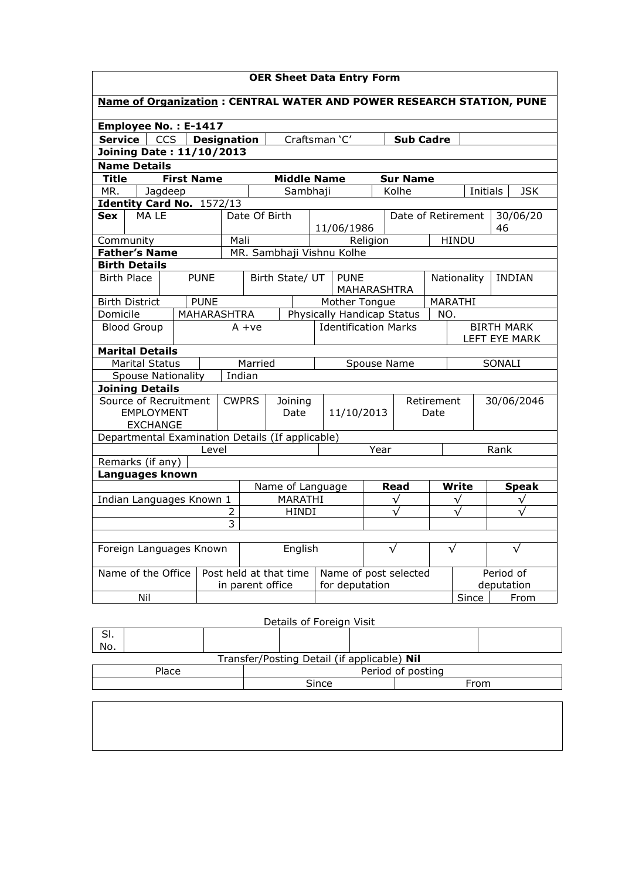# OER Sheet Data Entry Form

**Name of Organization : CENTRAL WATER AND POWER RESEARCH STATION, PUNE**

**Employee No. : E-1417**

| **Service** | CCS | **Designation** | Craftsman 'C' | **Sub Cadre** | |
|---|---|---|---|---|---|

**Joining Date : 11/10/2013**

**Name Details**

| **Title** | **First Name** | **Middle Name** | **Sur Name** | | |
|---|---|---|---|---|---|
| MR. | Jagdeep | Sambhaji | Kolhe | Initials | JSK |

**Identity Card No.** 1572/13

| **Sex** | MA LE | Date Of Birth | 11/06/1986 | Date of Retirement | 30/06/2046 |
|---|---|---|---|---|---|
| Community | | Mali | Religion | HINDU | |

| **Father's Name** | MR. Sambhaji Vishnu Kolhe |
|---|---|

**Birth Details**

| Birth Place | PUNE | Birth State/ UT | PUNE MAHARASHTRA | Nationality | INDIAN |
|---|---|---|---|---|---|
| Birth District | PUNE | | Mother Tongue | MARATHI | |
| Domicile | MAHARASHTRA | | Physically Handicap Status | NO. | |
| Blood Group | A +ve | | Identification Marks | BIRTH MARK LEFT EYE MARK | |

**Marital Details**

| Marital Status | Married | Spouse Name | SONALI |
|---|---|---|---|
| Spouse Nationality | Indian | | |

**Joining Details**

| Source of Recruitment EMPLOYMENT EXCHANGE | CWPRS | Joining Date | 11/10/2013 | Retirement Date | 30/06/2046 |
|---|---|---|---|---|---|

Departmental Examination Details (If applicable)

| Level | Year | Rank |
|---|---|---|
| | | |

Remarks (if any)

**Languages known**

| | | Name of Language | **Read** | **Write** | **Speak** |
|---|---|---|---|---|---|
| Indian Languages Known | 1 | MARATHI | √ | √ | √ |
| | 2 | HINDI | √ | √ | √ |
| | 3 | | | | |
| | | | | | |
| Foreign Languages Known | | English | √ | √ | √ |

| Name of the Office | Post held at that time in parent office | Name of post selected for deputation | Period of deputation | |
|---|---|---|---|---|
| | | | Since | From |
| Nil | | | | |

Details of Foreign Visit

| Sl. No. | | | | | |
|---|---|---|---|---|---|

Transfer/Posting Detail (if applicable) **Nil**

| Place | Period of posting | |
|---|---|---|
| | Since | From |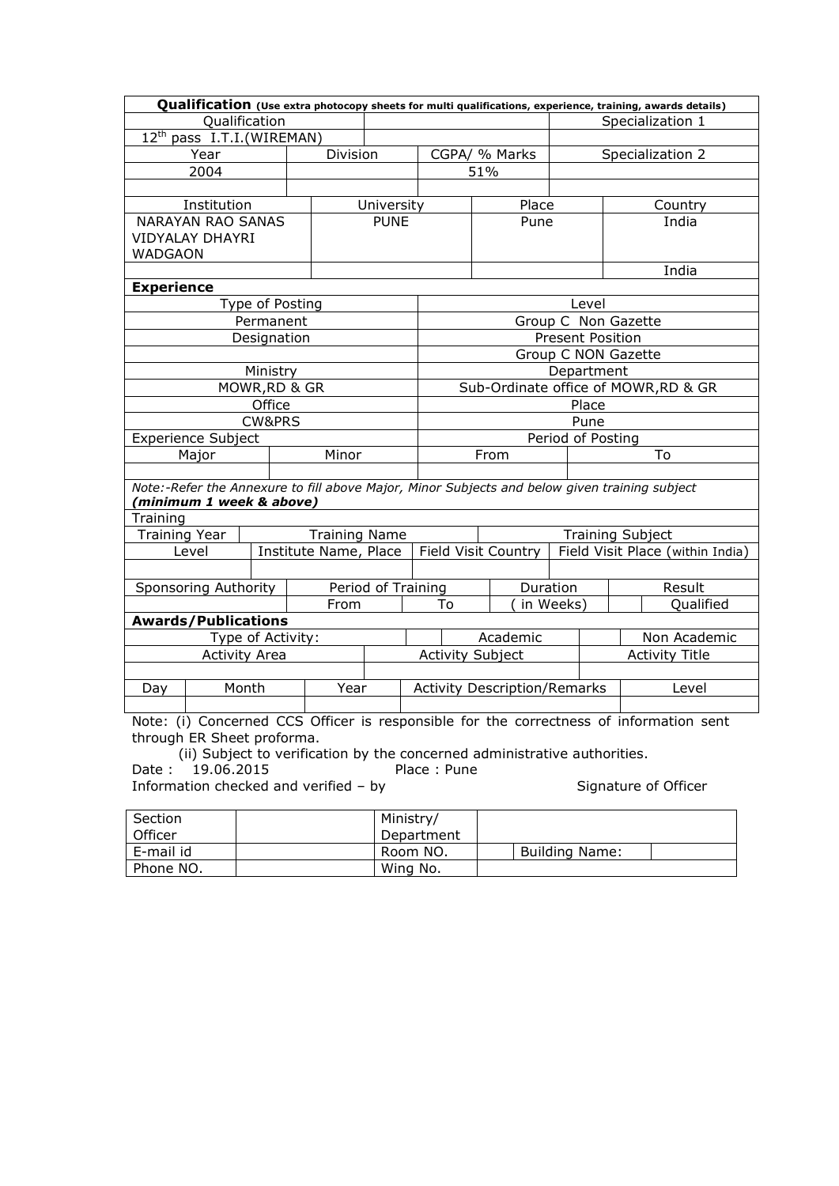**Qualification** (Use extra photocopy sheets for multi qualifications, experience, training, awards details)

| Qualification | | Specialization 1 |
|---|---|---|
| 12th pass I.T.I.(WIREMAN) | | |

| Year | Division | CGPA/ % Marks | Specialization 2 |
|---|---|---|---|
| 2004 | | 51% | |
| | | | |

| Institution | University | Place | Country |
|---|---|---|---|
| NARAYAN RAO SANAS VIDYALAY DHAYRI WADGAON | PUNE | Pune | India |
| | | | India |

**Experience**

| Type of Posting | Level |
|---|---|
| Permanent | Group C Non Gazette |
| Designation | Present Position |
| | Group C NON Gazette |
| Ministry | Department |
| MOWR,RD & GR | Sub-Ordinate office of MOWR,RD & GR |
| Office | Place |
| CW&PRS | Pune |

| Experience Subject | | Period of Posting | |
|---|---|---|---|
| Major | Minor | From | To |
| | | | |

*Note:-Refer the Annexure to fill above Major, Minor Subjects and below given training subject* ***(minimum 1 week & above)***

Training

| Training Year | Training Name | Training Subject |
|---|---|---|
| Level | Institute Name, Place | Field Visit Country | Field Visit Place (within India) |
| | | | |

| Sponsoring Authority | Period of Training | | Duration | Result |
|---|---|---|---|---|
| | From | To | ( in Weeks) | Qualified |

**Awards/Publications**

| Type of Activity: | | Academic | | Non Academic |
|---|---|---|---|---|
| Activity Area | | Activity Subject | | Activity Title |
| | | | | |

| Day | Month | Year | Activity Description/Remarks | Level |
|---|---|---|---|---|
| | | | | |

Note: (i) Concerned CCS Officer is responsible for the correctness of information sent through ER Sheet proforma.

(ii) Subject to verification by the concerned administrative authorities.

Date : 19.06.2015 Place : Pune

Information checked and verified – by Signature of Officer

| | | | | | |
|---|---|---|---|---|---|
| Section Officer | | Ministry/ Department | | | |
| E-mail id | | Room NO. | | Building Name: | |
| Phone NO. | | Wing No. | | | |